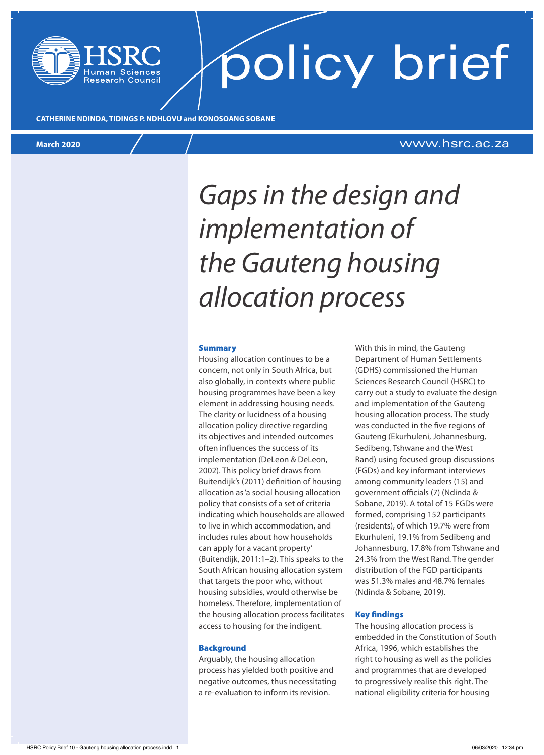HSRC Human Sciences Research Council

policy brief

CATHERINE NDINDA, TIDINGS P. NDHLOVU and KONOSOANG SOBANE

March 2020

www.hsrc.ac.za

# *Gaps in the design and implementation of the Gauteng housing allocation process*

## Summary

Housing allocation continues to be a concern, not only in South Africa, but also globally, in contexts where public housing programmes have been a key element in addressing housing needs. The clarity or lucidness of a housing allocation policy directive regarding its objectives and intended outcomes often influences the success of its implementation (DeLeon & DeLeon, 2002). This policy brief draws from Buitendijk's (2011) definition of housing allocation as 'a social housing allocation policy that consists of a set of criteria indicating which households are allowed to live in which accommodation, and includes rules about how households can apply for a vacant property' (Buitendijk, 2011:1–2). This speaks to the South African housing allocation system that targets the poor who, without housing subsidies, would otherwise be homeless. Therefore, implementation of the housing allocation process facilitates access to housing for the indigent.

## Background

Arguably, the housing allocation process has yielded both positive and negative outcomes, thus necessitating a re-evaluation to inform its revision. With this in mind, the Gauteng Department of Human Settlements (GDHS) commissioned the Human Sciences Research Council (HSRC) to carry out a study to evaluate the design and implementation of the Gauteng housing allocation process. The study was conducted in the five regions of Gauteng (Ekurhuleni, Johannesburg, Sedibeng, Tshwane and the West Rand) using focused group discussions (FGDs) and key informant interviews among community leaders (15) and government officials (7) (Ndinda & Sobane, 2019). A total of 15 FGDs were formed, comprising 152 participants (residents), of which 19.7% were from Ekurhuleni, 19.1% from Sedibeng and Johannesburg, 17.8% from Tshwane and 24.3% from the West Rand. The gender distribution of the FGD participants was 51.3% males and 48.7% females (Ndinda & Sobane, 2019).

## Key findings

The housing allocation process is embedded in the Constitution of South Africa, 1996, which establishes the right to housing as well as the policies and programmes that are developed to progressively realise this right. The national eligibility criteria for housing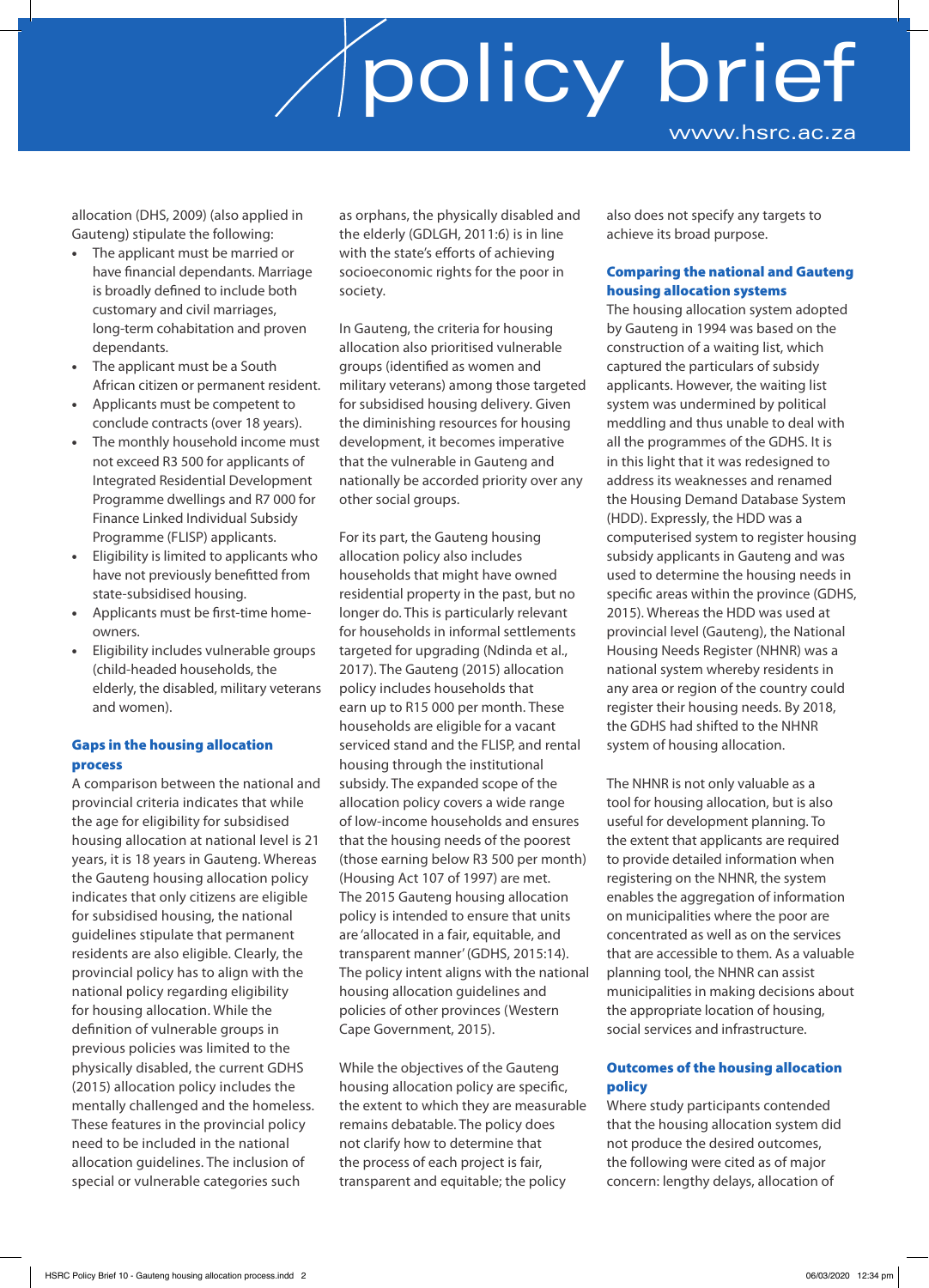allocation (DHS, 2009) (also applied in Gauteng) stipulate the following:

- The applicant must be married or have financial dependants. Marriage is broadly defined to include both customary and civil marriages, long-term cohabitation and proven dependants.
- The applicant must be a South African citizen or permanent resident.
- Applicants must be competent to conclude contracts (over 18 years).
- The monthly household income must not exceed R3 500 for applicants of Integrated Residential Development Programme dwellings and R7 000 for Finance Linked Individual Subsidy Programme (FLISP) applicants.
- Eligibility is limited to applicants who have not previously benefitted from state-subsidised housing.
- Applicants must be first-time home-owners.
- Eligibility includes vulnerable groups (child-headed households, the elderly, the disabled, military veterans and women).

## Gaps in the housing allocation process

A comparison between the national and provincial criteria indicates that while the age for eligibility for subsidised housing allocation at national level is 21 years, it is 18 years in Gauteng. Whereas the Gauteng housing allocation policy indicates that only citizens are eligible for subsidised housing, the national guidelines stipulate that permanent residents are also eligible. Clearly, the provincial policy has to align with the national policy regarding eligibility for housing allocation. While the definition of vulnerable groups in previous policies was limited to the physically disabled, the current GDHS (2015) allocation policy includes the mentally challenged and the homeless. These features in the provincial policy need to be included in the national allocation guidelines. The inclusion of special or vulnerable categories such as orphans, the physically disabled and the elderly (GDLGH, 2011:6) is in line with the state's efforts of achieving socioeconomic rights for the poor in society.

In Gauteng, the criteria for housing allocation also prioritised vulnerable groups (identified as women and military veterans) among those targeted for subsidised housing delivery. Given the diminishing resources for housing development, it becomes imperative that the vulnerable in Gauteng and nationally be accorded priority over any other social groups.

For its part, the Gauteng housing allocation policy also includes households that might have owned residential property in the past, but no longer do. This is particularly relevant for households in informal settlements targeted for upgrading (Ndinda et al., 2017). The Gauteng (2015) allocation policy includes households that earn up to R15 000 per month. These households are eligible for a vacant serviced stand and the FLISP, and rental housing through the institutional subsidy. The expanded scope of the allocation policy covers a wide range of low-income households and ensures that the housing needs of the poorest (those earning below R3 500 per month) (Housing Act 107 of 1997) are met. The 2015 Gauteng housing allocation policy is intended to ensure that units are 'allocated in a fair, equitable, and transparent manner' (GDHS, 2015:14). The policy intent aligns with the national housing allocation guidelines and policies of other provinces (Western Cape Government, 2015).

While the objectives of the Gauteng housing allocation policy are specific, the extent to which they are measurable remains debatable. The policy does not clarify how to determine that the process of each project is fair, transparent and equitable; the policy also does not specify any targets to achieve its broad purpose.

## Comparing the national and Gauteng housing allocation systems

The housing allocation system adopted by Gauteng in 1994 was based on the construction of a waiting list, which captured the particulars of subsidy applicants. However, the waiting list system was undermined by political meddling and thus unable to deal with all the programmes of the GDHS. It is in this light that it was redesigned to address its weaknesses and renamed the Housing Demand Database System (HDD). Expressly, the HDD was a computerised system to register housing subsidy applicants in Gauteng and was used to determine the housing needs in specific areas within the province (GDHS, 2015). Whereas the HDD was used at provincial level (Gauteng), the National Housing Needs Register (NHNR) was a national system whereby residents in any area or region of the country could register their housing needs. By 2018, the GDHS had shifted to the NHNR system of housing allocation.

The NHNR is not only valuable as a tool for housing allocation, but is also useful for development planning. To the extent that applicants are required to provide detailed information when registering on the NHNR, the system enables the aggregation of information on municipalities where the poor are concentrated as well as on the services that are accessible to them. As a valuable planning tool, the NHNR can assist municipalities in making decisions about the appropriate location of housing, social services and infrastructure.

## Outcomes of the housing allocation policy

Where study participants contended that the housing allocation system did not produce the desired outcomes, the following were cited as of major concern: lengthy delays, allocation of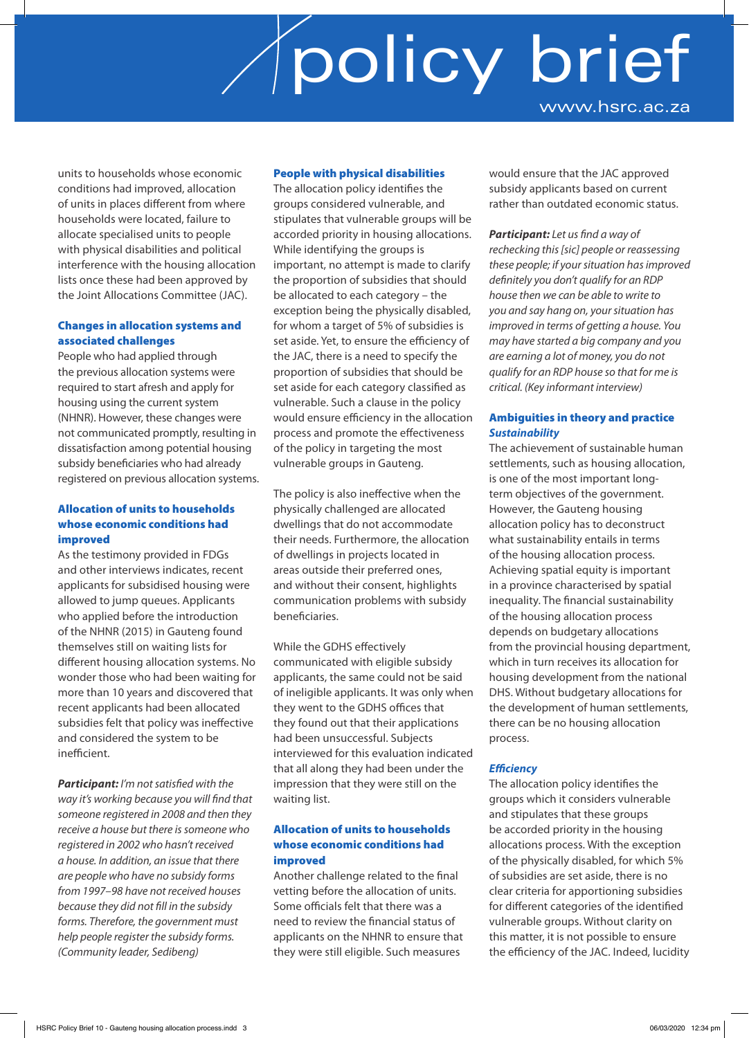units to households whose economic conditions had improved, allocation of units in places different from where households were located, failure to allocate specialised units to people with physical disabilities and political interference with the housing allocation lists once these had been approved by the Joint Allocations Committee (JAC).

### Changes in allocation systems and associated challenges

People who had applied through the previous allocation systems were required to start afresh and apply for housing using the current system (NHNR). However, these changes were not communicated promptly, resulting in dissatisfaction among potential housing subsidy beneficiaries who had already registered on previous allocation systems.

### Allocation of units to households whose economic conditions had improved

As the testimony provided in FDGs and other interviews indicates, recent applicants for subsidised housing were allowed to jump queues. Applicants who applied before the introduction of the NHNR (2015) in Gauteng found themselves still on waiting lists for different housing allocation systems. No wonder those who had been waiting for more than 10 years and discovered that recent applicants had been allocated subsidies felt that policy was ineffective and considered the system to be inefficient.

***Participant:*** *I'm not satisfied with the way it's working because you will find that someone registered in 2008 and then they receive a house but there is someone who registered in 2002 who hasn't received a house. In addition, an issue that there are people who have no subsidy forms from 1997–98 have not received houses because they did not fill in the subsidy forms. Therefore, the government must help people register the subsidy forms. (Community leader, Sedibeng)*

### People with physical disabilities

The allocation policy identifies the groups considered vulnerable, and stipulates that vulnerable groups will be accorded priority in housing allocations. While identifying the groups is important, no attempt is made to clarify the proportion of subsidies that should be allocated to each category – the exception being the physically disabled, for whom a target of 5% of subsidies is set aside. Yet, to ensure the efficiency of the JAC, there is a need to specify the proportion of subsidies that should be set aside for each category classified as vulnerable. Such a clause in the policy would ensure efficiency in the allocation process and promote the effectiveness of the policy in targeting the most vulnerable groups in Gauteng.

The policy is also ineffective when the physically challenged are allocated dwellings that do not accommodate their needs. Furthermore, the allocation of dwellings in projects located in areas outside their preferred ones, and without their consent, highlights communication problems with subsidy beneficiaries.

While the GDHS effectively communicated with eligible subsidy applicants, the same could not be said of ineligible applicants. It was only when they went to the GDHS offices that they found out that their applications had been unsuccessful. Subjects interviewed for this evaluation indicated that all along they had been under the impression that they were still on the waiting list.

### Allocation of units to households whose economic conditions had improved

Another challenge related to the final vetting before the allocation of units. Some officials felt that there was a need to review the financial status of applicants on the NHNR to ensure that they were still eligible. Such measures would ensure that the JAC approved subsidy applicants based on current rather than outdated economic status.

***Participant:*** *Let us find a way of rechecking this [sic] people or reassessing these people; if your situation has improved definitely you don't qualify for an RDP house then we can be able to write to you and say hang on, your situation has improved in terms of getting a house. You may have started a big company and you are earning a lot of money, you do not qualify for an RDP house so that for me is critical. (Key informant interview)*

### Ambiguities in theory and practice

#### *Sustainability*

The achievement of sustainable human settlements, such as housing allocation, is one of the most important long-term objectives of the government. However, the Gauteng housing allocation policy has to deconstruct what sustainability entails in terms of the housing allocation process. Achieving spatial equity is important in a province characterised by spatial inequality. The financial sustainability of the housing allocation process depends on budgetary allocations from the provincial housing department, which in turn receives its allocation for housing development from the national DHS. Without budgetary allocations for the development of human settlements, there can be no housing allocation process.

#### *Efficiency*

The allocation policy identifies the groups which it considers vulnerable and stipulates that these groups be accorded priority in the housing allocations process. With the exception of the physically disabled, for which 5% of subsidies are set aside, there is no clear criteria for apportioning subsidies for different categories of the identified vulnerable groups. Without clarity on this matter, it is not possible to ensure the efficiency of the JAC. Indeed, lucidity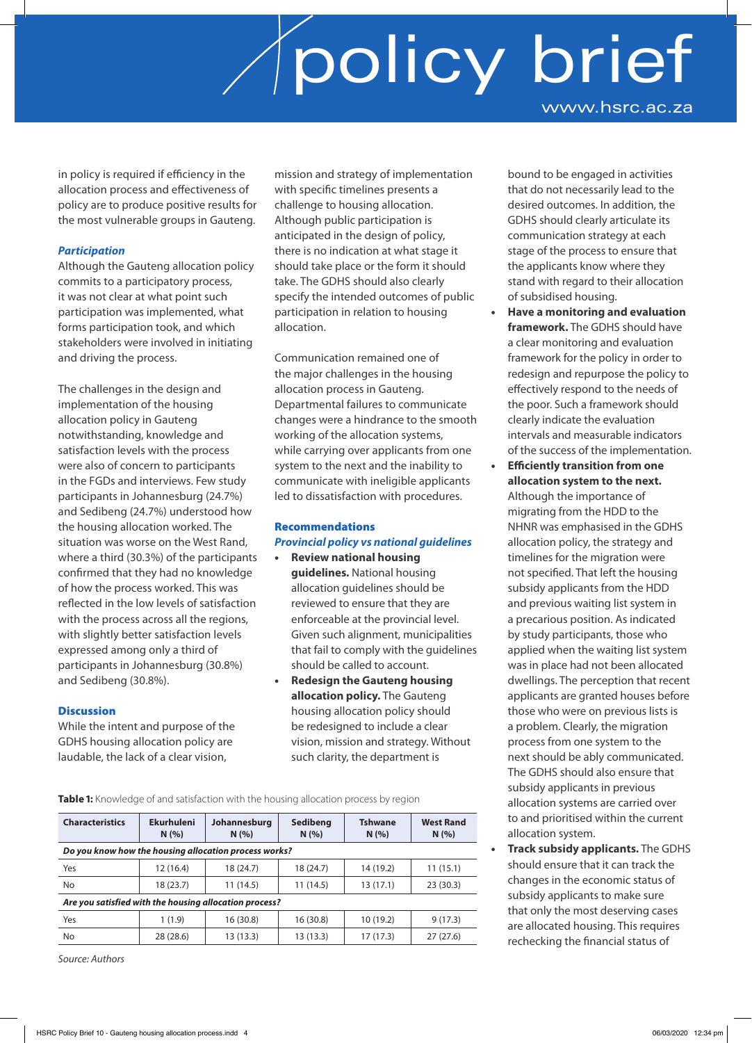in policy is required if efficiency in the allocation process and effectiveness of policy are to produce positive results for the most vulnerable groups in Gauteng.

### *Participation*

Although the Gauteng allocation policy commits to a participatory process, it was not clear at what point such participation was implemented, what forms participation took, and which stakeholders were involved in initiating and driving the process.

The challenges in the design and implementation of the housing allocation policy in Gauteng notwithstanding, knowledge and satisfaction levels with the process were also of concern to participants in the FGDs and interviews. Few study participants in Johannesburg (24.7%) and Sedibeng (24.7%) understood how the housing allocation worked. The situation was worse on the West Rand, where a third (30.3%) of the participants confirmed that they had no knowledge of how the process worked. This was reflected in the low levels of satisfaction with the process across all the regions, with slightly better satisfaction levels expressed among only a third of participants in Johannesburg (30.8%) and Sedibeng (30.8%).

## Discussion

While the intent and purpose of the GDHS housing allocation policy are laudable, the lack of a clear vision, mission and strategy of implementation with specific timelines presents a challenge to housing allocation. Although public participation is anticipated in the design of policy, there is no indication at what stage it should take place or the form it should take. The GDHS should also clearly specify the intended outcomes of public participation in relation to housing allocation.

Communication remained one of the major challenges in the housing allocation process in Gauteng. Departmental failures to communicate changes were a hindrance to the smooth working of the allocation systems, while carrying over applicants from one system to the next and the inability to communicate with ineligible applicants led to dissatisfaction with procedures.

## Recommendations

### *Provincial policy vs national guidelines*

- **Review national housing guidelines.** National housing allocation guidelines should be reviewed to ensure that they are enforceable at the provincial level. Given such alignment, municipalities that fail to comply with the guidelines should be called to account.
- **Redesign the Gauteng housing allocation policy.** The Gauteng housing allocation policy should be redesigned to include a clear vision, mission and strategy. Without such clarity, the department is bound to be engaged in activities that do not necessarily lead to the desired outcomes. In addition, the GDHS should clearly articulate its communication strategy at each stage of the process to ensure that the applicants know where they stand with regard to their allocation of subsidised housing.
- **Have a monitoring and evaluation framework.** The GDHS should have a clear monitoring and evaluation framework for the policy in order to redesign and repurpose the policy to effectively respond to the needs of the poor. Such a framework should clearly indicate the evaluation intervals and measurable indicators of the success of the implementation.
- **Efficiently transition from one allocation system to the next.** Although the importance of migrating from the HDD to the NHNR was emphasised in the GDHS allocation policy, the strategy and timelines for the migration were not specified. That left the housing subsidy applicants from the HDD and previous waiting list system in a precarious position. As indicated by study participants, those who applied when the waiting list system was in place had not been allocated dwellings. The perception that recent applicants are granted houses before those who were on previous lists is a problem. Clearly, the migration process from one system to the next should be ably communicated. The GDHS should also ensure that subsidy applicants in previous allocation systems are carried over to and prioritised within the current allocation system.
- **Track subsidy applicants.** The GDHS should ensure that it can track the changes in the economic status of subsidy applicants to make sure that only the most deserving cases are allocated housing. This requires rechecking the financial status of

**Table 1:** Knowledge of and satisfaction with the housing allocation process by region

| Characteristics | Ekurhuleni N (%) | Johannesburg N (%) | Sedibeng N (%) | Tshwane N (%) | West Rand N (%) |
|---|---|---|---|---|---|
| ***Do you know how the housing allocation process works?*** | | | | | |
| Yes | 12 (16.4) | 18 (24.7) | 18 (24.7) | 14 (19.2) | 11 (15.1) |
| No | 18 (23.7) | 11 (14.5) | 11 (14.5) | 13 (17.1) | 23 (30.3) |
| ***Are you satisfied with the housing allocation process?*** | | | | | |
| Yes | 1 (1.9) | 16 (30.8) | 16 (30.8) | 10 (19.2) | 9 (17.3) |
| No | 28 (28.6) | 13 (13.3) | 13 (13.3) | 17 (17.3) | 27 (27.6) |

*Source: Authors*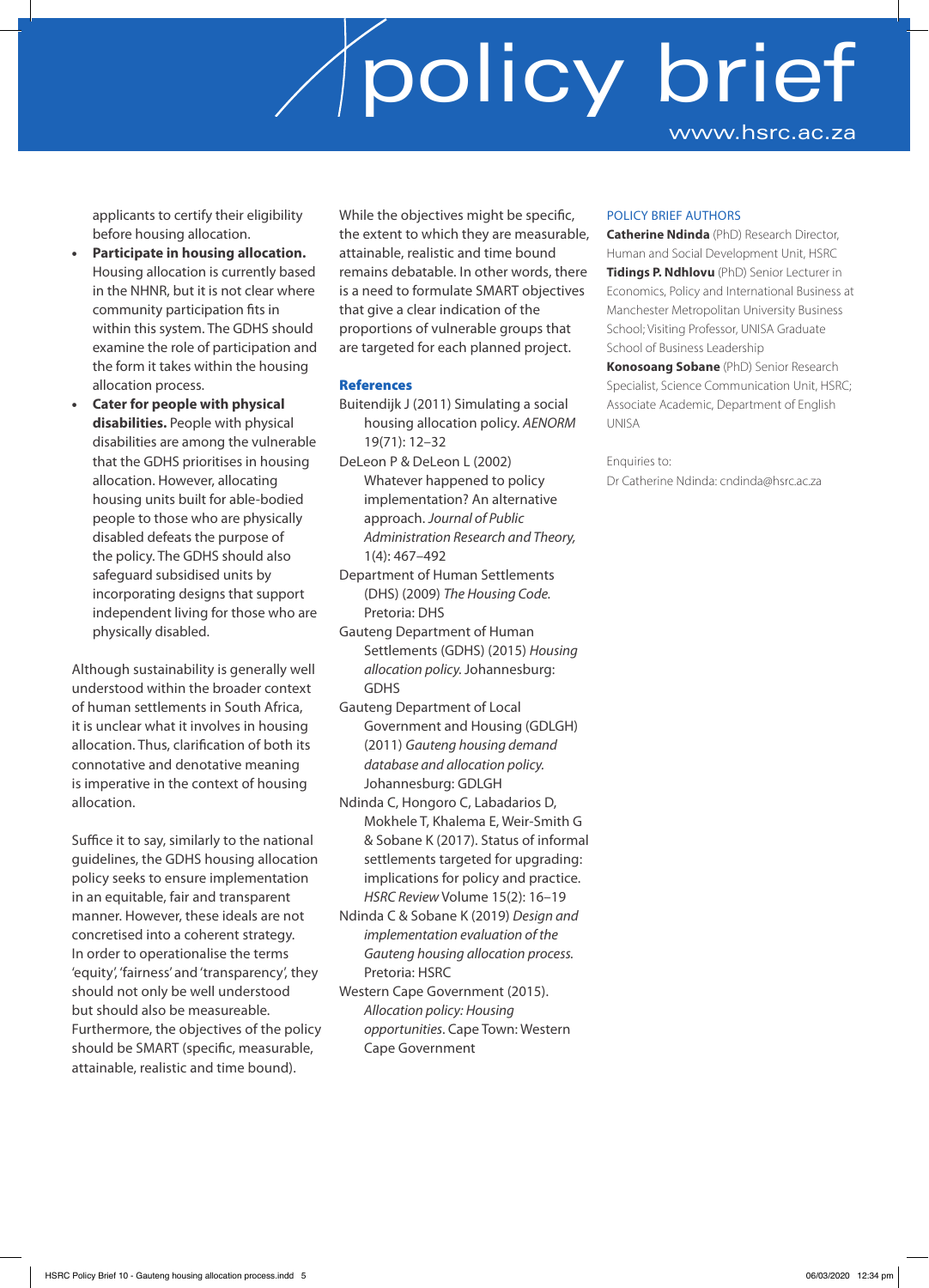applicants to certify their eligibility before housing allocation.

- **Participate in housing allocation.** Housing allocation is currently based in the NHNR, but it is not clear where community participation fits in within this system. The GDHS should examine the role of participation and the form it takes within the housing allocation process.
- **Cater for people with physical disabilities.** People with physical disabilities are among the vulnerable that the GDHS prioritises in housing allocation. However, allocating housing units built for able-bodied people to those who are physically disabled defeats the purpose of the policy. The GDHS should also safeguard subsidised units by incorporating designs that support independent living for those who are physically disabled.

Although sustainability is generally well understood within the broader context of human settlements in South Africa, it is unclear what it involves in housing allocation. Thus, clarification of both its connotative and denotative meaning is imperative in the context of housing allocation.

Suffice it to say, similarly to the national guidelines, the GDHS housing allocation policy seeks to ensure implementation in an equitable, fair and transparent manner. However, these ideals are not concretised into a coherent strategy. In order to operationalise the terms 'equity', 'fairness' and 'transparency', they should not only be well understood but should also be measureable. Furthermore, the objectives of the policy should be SMART (specific, measurable, attainable, realistic and time bound).

While the objectives might be specific, the extent to which they are measurable, attainable, realistic and time bound remains debatable. In other words, there is a need to formulate SMART objectives that give a clear indication of the proportions of vulnerable groups that are targeted for each planned project.

## References

Buitendijk J (2011) Simulating a social housing allocation policy. *AENORM* 19(71): 12–32

DeLeon P & DeLeon L (2002) Whatever happened to policy implementation? An alternative approach. *Journal of Public Administration Research and Theory,* 1(4): 467–492

Department of Human Settlements (DHS) (2009) *The Housing Code.* Pretoria: DHS

Gauteng Department of Human Settlements (GDHS) (2015) *Housing allocation policy.* Johannesburg: GDHS

Gauteng Department of Local Government and Housing (GDLGH) (2011) *Gauteng housing demand database and allocation policy.* Johannesburg: GDLGH

Ndinda C, Hongoro C, Labadarios D, Mokhele T, Khalema E, Weir-Smith G & Sobane K (2017). Status of informal settlements targeted for upgrading: implications for policy and practice. *HSRC Review* Volume 15(2): 16–19

Ndinda C & Sobane K (2019) *Design and implementation evaluation of the Gauteng housing allocation process.* Pretoria: HSRC

Western Cape Government (2015). *Allocation policy: Housing opportunities*. Cape Town: Western Cape Government

## POLICY BRIEF AUTHORS

**Catherine Ndinda** (PhD) Research Director, Human and Social Development Unit, HSRC

**Tidings P. Ndhlovu** (PhD) Senior Lecturer in Economics, Policy and International Business at Manchester Metropolitan University Business School; Visiting Professor, UNISA Graduate School of Business Leadership

**Konosoang Sobane** (PhD) Senior Research Specialist, Science Communication Unit, HSRC; Associate Academic, Department of English UNISA

Enquiries to:

Dr Catherine Ndinda: cndinda@hsrc.ac.za